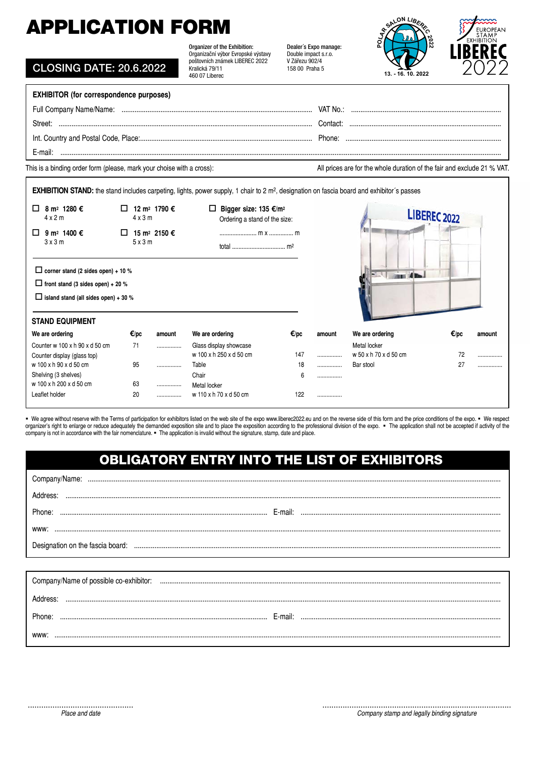# APPLICATION FORM

## CLOSING DATE: 20.6.2022

**Organizer of the Exhibition:**
Organizační výbor Evropské výstavy poštovních známek LIBEREC 2022
Kralická 79/11
460 07 Liberec

**Dealer´s Expo manage:**
Double impact s.r.o.
V Zářezu 902/4
158 00 Praha 5

POLAR SALON LIBEREC 2022
13. - 16. 10. 2022

EUROPEAN STAMP EXHIBITION LIBEREC 2022

**EXHIBITOR (for correspondence purposes)**

Full Company Name/Name: ........................................ VAT No.: ........................................

Street: ........................................ Contact: ........................................

Int. Country and Postal Code, Place: ........................................ Phone: ........................................

E-mail: ........................................

This is a binding order form (please, mark your choise with a cross):

All prices are for the whole duration of the fair and exclude 21 % VAT.

**EXHIBITION STAND:** the stand includes carpeting, lights, power supply, 1 chair to 2 m², designation on fascia board and exhibitor´s passes

- ☐ **8 m² 1280 €** 4 x 2 m
- ☐ **12 m² 1790 €** 4 x 3 m
- ☐ **9 m² 1400 €** 3 x 3 m
- ☐ **15 m² 2150 €** 5 x 3 m
- ☐ **Bigger size: 135 €/m²** Ordering a stand of the size: ..................... m x ............... m total ................................ m²

- ☐ **corner stand (2 sides open) + 10 %**
- ☐ **front stand (3 sides open) + 20 %**
- ☐ **island stand (all sides open) + 30 %**

**STAND EQUIPMENT**

| We are ordering | €/pc | amount | We are ordering | €/pc | amount | We are ordering | €/pc | amount |
|---|---|---|---|---|---|---|---|---|
| Counter w 100 x h 90 x d 50 cm | 71 | ............... | Glass display showcase w 100 x h 250 x d 50 cm | 147 | ............... | Metal locker w 50 x h 70 x d 50 cm | 72 | ............... |
| Counter display (glass top) w 100 x h 90 x d 50 cm | 95 | ............... | Table | 18 | ............... | Bar stool | 27 | ............... |
| Shelving (3 shelves) w 100 x h 200 x d 50 cm | 63 | ............... | Chair | 6 | ............... | | | |
| Leaflet holder | 20 | ............... | Metal locker w 110 x h 70 x d 50 cm | 122 | ............... | | | |

▪ We agree without reserve with the Terms of participation for exhibitors listed on the web site of the expo www.liberec2022.eu and on the reverse side of this form and the price conditions of the expo. ▪ We respect organizer's right to enlarge or reduce adequately the demanded exposition site and to place the exposition according to the professional division of the expo. ▪ The application shall not be accepted if activity of the company is not in accordance with the fair nomenclature. ▪ The application is invalid without the signature, stamp, date and place.

## OBLIGATORY ENTRY INTO THE LIST OF EXHIBITORS

Company/Name: ........................................

Address: ........................................

Phone: ........................................ E-mail: ........................................

www: ........................................

Designation on the fascia board: ........................................

Company/Name of possible co-exhibitor: ........................................

Address: ........................................

Phone: ........................................ E-mail: ........................................

www: ........................................

........................................
*Place and date*

........................................
*Company stamp and legally binding signature*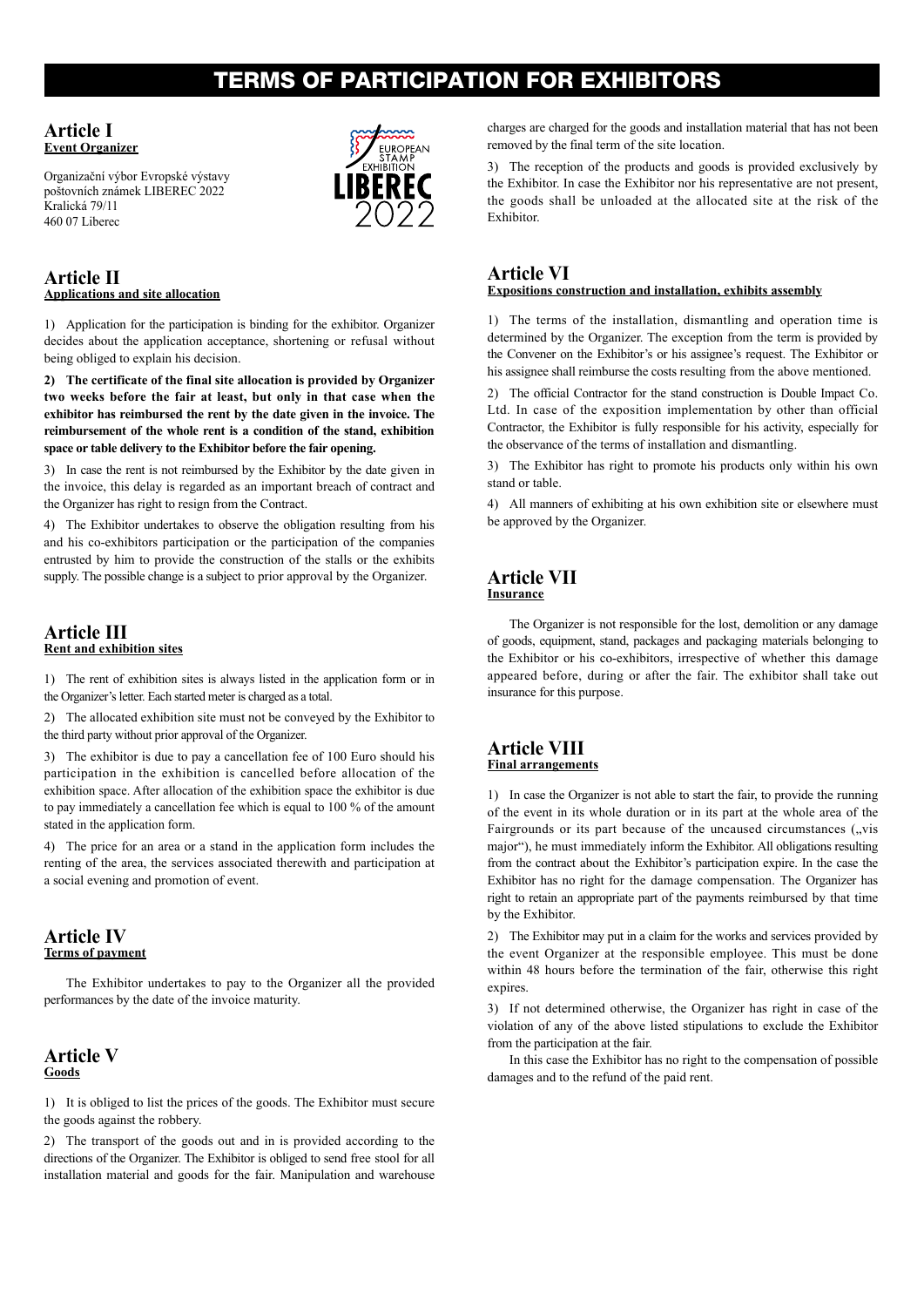# TERMS OF PARTICIPATION FOR EXHIBITORS

## Article I
**Event Organizer**

Organizační výbor Evropské výstavy poštovních známek LIBEREC 2022
Kralická 79/11
460 07 Liberec

## Article II
**Applications and site allocation**

1) Application for the participation is binding for the exhibitor. Organizer decides about the application acceptance, shortening or refusal without being obliged to explain his decision.

**2) The certificate of the final site allocation is provided by Organizer two weeks before the fair at least, but only in that case when the exhibitor has reimbursed the rent by the date given in the invoice. The reimbursement of the whole rent is a condition of the stand, exhibition space or table delivery to the Exhibitor before the fair opening.**

3) In case the rent is not reimbursed by the Exhibitor by the date given in the invoice, this delay is regarded as an important breach of contract and the Organizer has right to resign from the Contract.

4) The Exhibitor undertakes to observe the obligation resulting from his and his co-exhibitors participation or the participation of the companies entrusted by him to provide the construction of the stalls or the exhibits supply. The possible change is a subject to prior approval by the Organizer.

## Article III
**Rent and exhibition sites**

1) The rent of exhibition sites is always listed in the application form or in the Organizer's letter. Each started meter is charged as a total.

2) The allocated exhibition site must not be conveyed by the Exhibitor to the third party without prior approval of the Organizer.

3) The exhibitor is due to pay a cancellation fee of 100 Euro should his participation in the exhibition is cancelled before allocation of the exhibition space. After allocation of the exhibition space the exhibitor is due to pay immediately a cancellation fee which is equal to 100 % of the amount stated in the application form.

4) The price for an area or a stand in the application form includes the renting of the area, the services associated therewith and participation at a social evening and promotion of event.

## Article IV
**Terms of payment**

The Exhibitor undertakes to pay to the Organizer all the provided performances by the date of the invoice maturity.

## Article V
**Goods**

1) It is obliged to list the prices of the goods. The Exhibitor must secure the goods against the robbery.

2) The transport of the goods out and in is provided according to the directions of the Organizer. The Exhibitor is obliged to send free stool for all installation material and goods for the fair. Manipulation and warehouse charges are charged for the goods and installation material that has not been removed by the final term of the site location.

3) The reception of the products and goods is provided exclusively by the Exhibitor. In case the Exhibitor nor his representative are not present, the goods shall be unloaded at the allocated site at the risk of the Exhibitor.

## Article VI
**Expositions construction and installation, exhibits assembly**

1) The terms of the installation, dismantling and operation time is determined by the Organizer. The exception from the term is provided by the Convener on the Exhibitor's or his assignee's request. The Exhibitor or his assignee shall reimburse the costs resulting from the above mentioned.

2) The official Contractor for the stand construction is Double Impact Co. Ltd. In case of the exposition implementation by other than official Contractor, the Exhibitor is fully responsible for his activity, especially for the observance of the terms of installation and dismantling.

3) The Exhibitor has right to promote his products only within his own stand or table.

4) All manners of exhibiting at his own exhibition site or elsewhere must be approved by the Organizer.

## Article VII
**Insurance**

The Organizer is not responsible for the lost, demolition or any damage of goods, equipment, stand, packages and packaging materials belonging to the Exhibitor or his co-exhibitors, irrespective of whether this damage appeared before, during or after the fair. The exhibitor shall take out insurance for this purpose.

## Article VIII
**Final arrangements**

1) In case the Organizer is not able to start the fair, to provide the running of the event in its whole duration or in its part at the whole area of the Fairgrounds or its part because of the uncaused circumstances („vis major"), he must immediately inform the Exhibitor. All obligations resulting from the contract about the Exhibitor's participation expire. In the case the Exhibitor has no right for the damage compensation. The Organizer has right to retain an appropriate part of the payments reimbursed by that time by the Exhibitor.

2) The Exhibitor may put in a claim for the works and services provided by the event Organizer at the responsible employee. This must be done within 48 hours before the termination of the fair, otherwise this right expires.

3) If not determined otherwise, the Organizer has right in case of the violation of any of the above listed stipulations to exclude the Exhibitor from the participation at the fair.

In this case the Exhibitor has no right to the compensation of possible damages and to the refund of the paid rent.